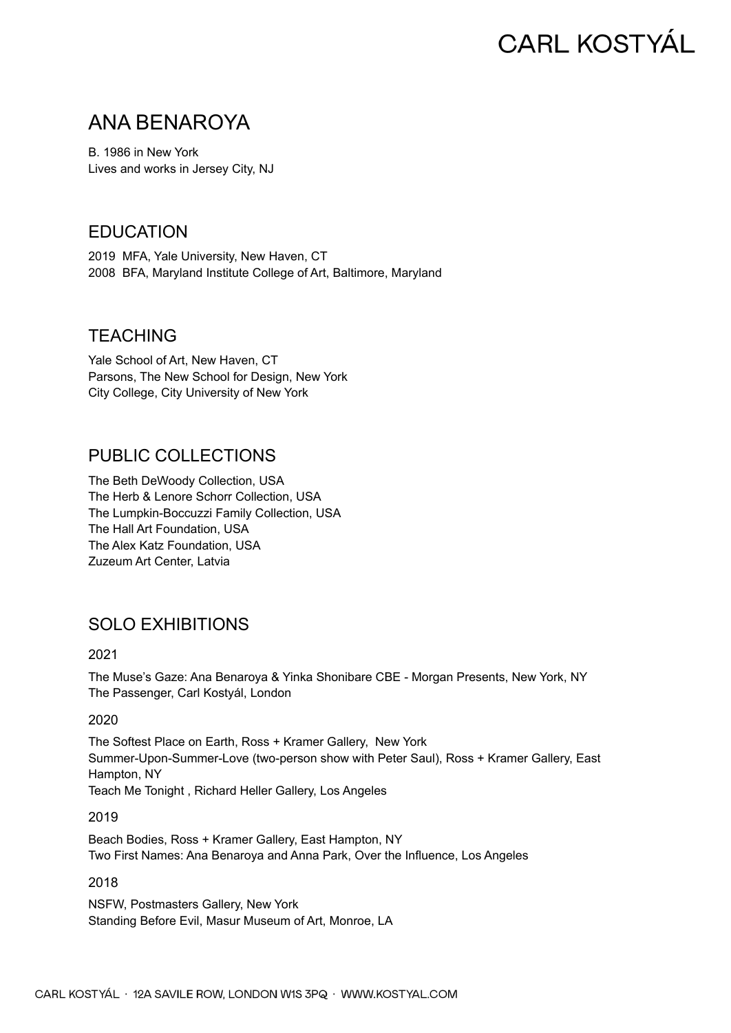# ANA BENAROYA

B. 1986 in New York
Lives and works in Jersey City, NJ

## EDUCATION

2019 MFA, Yale University, New Haven, CT
2008 BFA, Maryland Institute College of Art, Baltimore, Maryland

## TEACHING

Yale School of Art, New Haven, CT
Parsons, The New School for Design, New York
City College, City University of New York

## PUBLIC COLLECTIONS

The Beth DeWoody Collection, USA
The Herb & Lenore Schorr Collection, USA
The Lumpkin-Boccuzzi Family Collection, USA
The Hall Art Foundation, USA
The Alex Katz Foundation, USA
Zuzeum Art Center, Latvia

## SOLO EXHIBITIONS

2021

The Muse's Gaze: Ana Benaroya & Yinka Shonibare CBE - Morgan Presents, New York, NY
The Passenger, Carl Kostyál, London

2020

The Softest Place on Earth, Ross + Kramer Gallery, New York
Summer-Upon-Summer-Love (two-person show with Peter Saul), Ross + Kramer Gallery, East Hampton, NY
Teach Me Tonight , Richard Heller Gallery, Los Angeles

2019

Beach Bodies, Ross + Kramer Gallery, East Hampton, NY
Two First Names: Ana Benaroya and Anna Park, Over the Influence, Los Angeles

2018

NSFW, Postmasters Gallery, New York
Standing Before Evil, Masur Museum of Art, Monroe, LA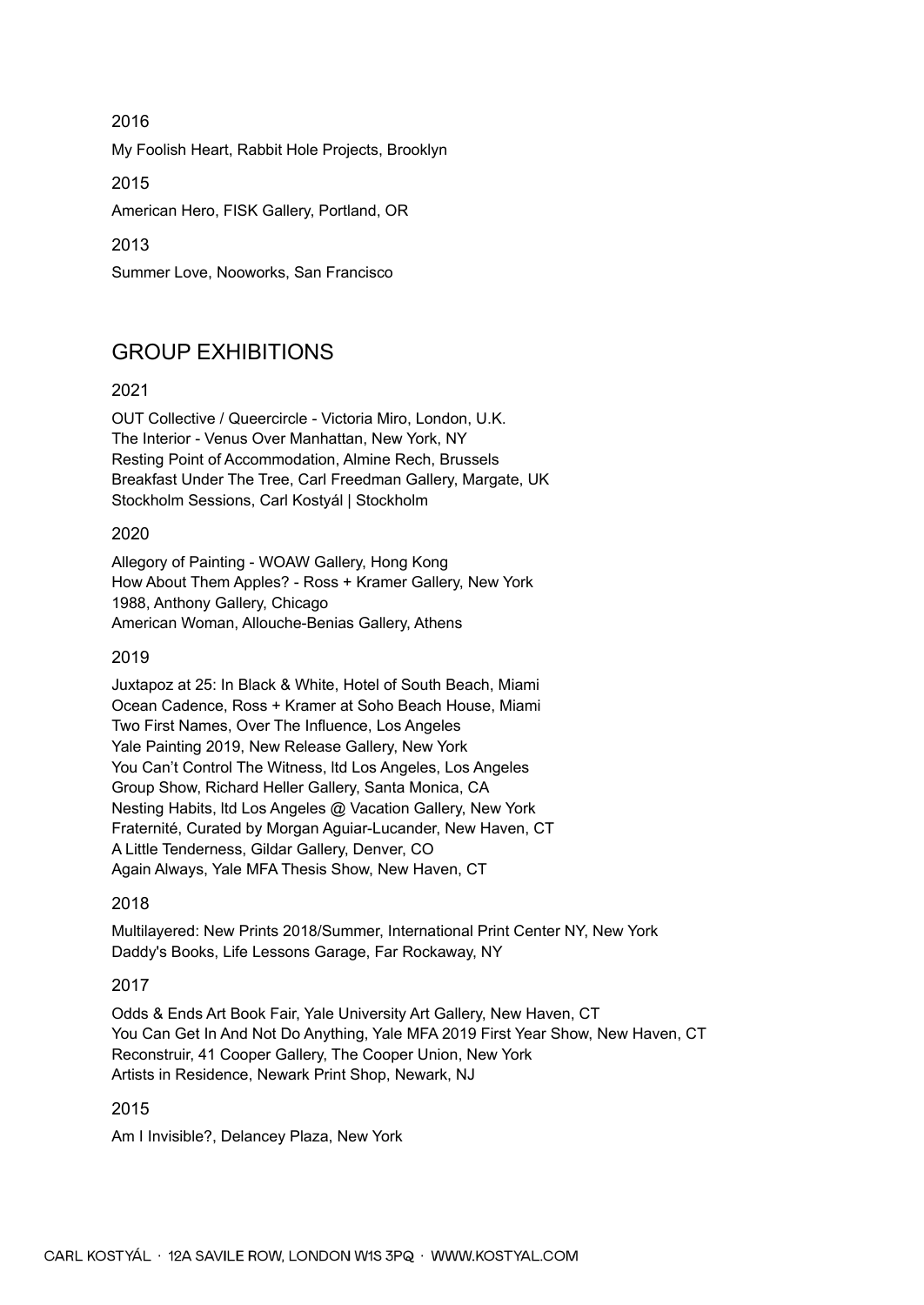2016

My Foolish Heart, Rabbit Hole Projects, Brooklyn

2015

American Hero, FISK Gallery, Portland, OR

2013

Summer Love, Nooworks, San Francisco

## GROUP EXHIBITIONS

2021

OUT Collective / Queercircle - Victoria Miro, London, U.K.
The Interior - Venus Over Manhattan, New York, NY
Resting Point of Accommodation, Almine Rech, Brussels
Breakfast Under The Tree, Carl Freedman Gallery, Margate, UK
Stockholm Sessions, Carl Kostyál | Stockholm

2020

Allegory of Painting - WOAW Gallery, Hong Kong
How About Them Apples? - Ross + Kramer Gallery, New York
1988, Anthony Gallery, Chicago
American Woman, Allouche-Benias Gallery, Athens

2019

Juxtapoz at 25: In Black & White, Hotel of South Beach, Miami
Ocean Cadence, Ross + Kramer at Soho Beach House, Miami
Two First Names, Over The Influence, Los Angeles
Yale Painting 2019, New Release Gallery, New York
You Can't Control The Witness, ltd Los Angeles, Los Angeles
Group Show, Richard Heller Gallery, Santa Monica, CA
Nesting Habits, ltd Los Angeles @ Vacation Gallery, New York
Fraternité, Curated by Morgan Aguiar-Lucander, New Haven, CT
A Little Tenderness, Gildar Gallery, Denver, CO
Again Always, Yale MFA Thesis Show, New Haven, CT

2018

Multilayered: New Prints 2018/Summer, International Print Center NY, New York
Daddy's Books, Life Lessons Garage, Far Rockaway, NY

2017

Odds & Ends Art Book Fair, Yale University Art Gallery, New Haven, CT
You Can Get In And Not Do Anything, Yale MFA 2019 First Year Show, New Haven, CT
Reconstruir, 41 Cooper Gallery, The Cooper Union, New York
Artists in Residence, Newark Print Shop, Newark, NJ

2015

Am I Invisible?, Delancey Plaza, New York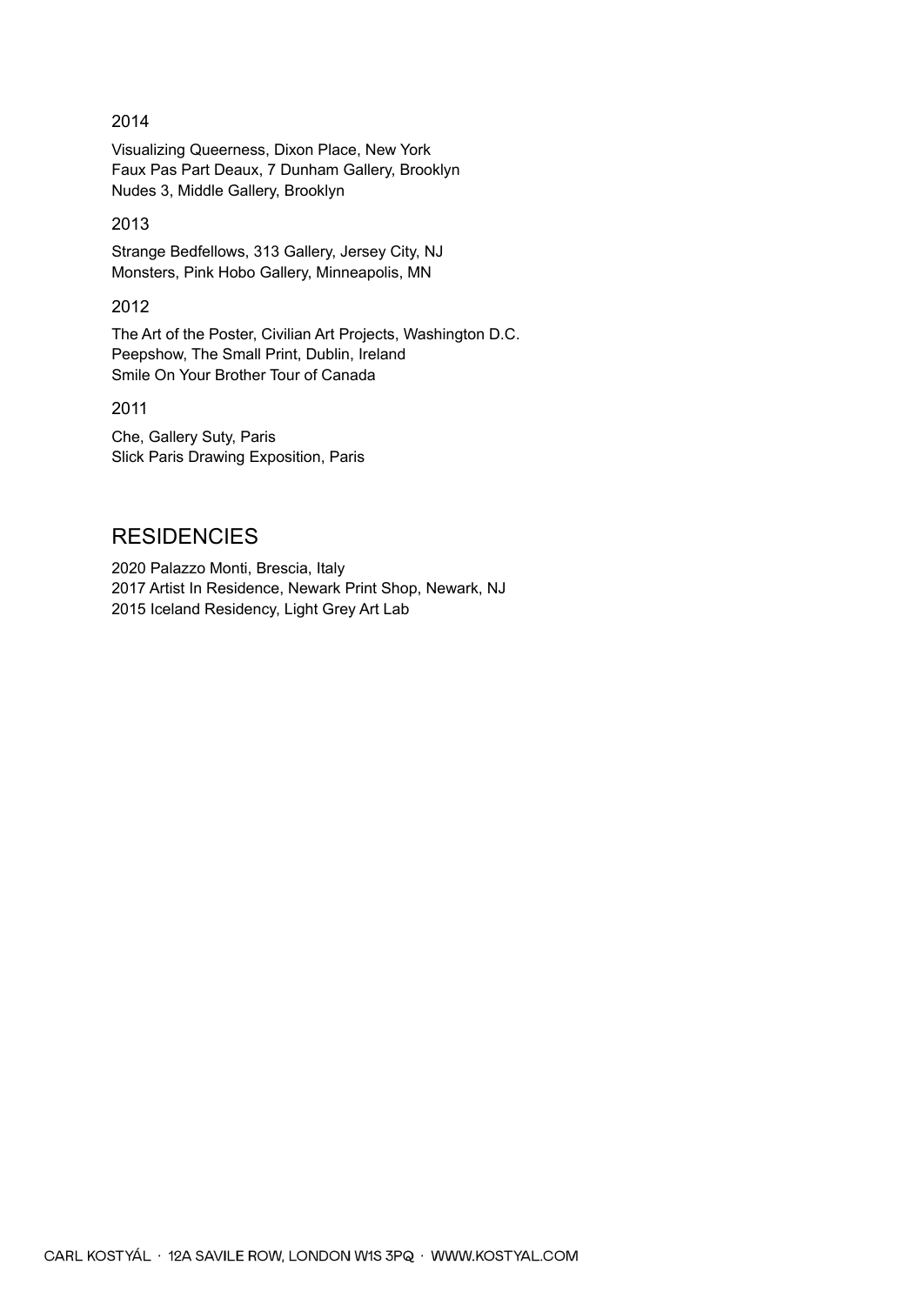2014

Visualizing Queerness, Dixon Place, New York
Faux Pas Part Deaux, 7 Dunham Gallery, Brooklyn
Nudes 3, Middle Gallery, Brooklyn

2013

Strange Bedfellows, 313 Gallery, Jersey City, NJ
Monsters, Pink Hobo Gallery, Minneapolis, MN

2012

The Art of the Poster, Civilian Art Projects, Washington D.C.
Peepshow, The Small Print, Dublin, Ireland
Smile On Your Brother Tour of Canada

2011

Che, Gallery Suty, Paris
Slick Paris Drawing Exposition, Paris

## RESIDENCIES

2020 Palazzo Monti, Brescia, Italy
2017 Artist In Residence, Newark Print Shop, Newark, NJ
2015 Iceland Residency, Light Grey Art Lab